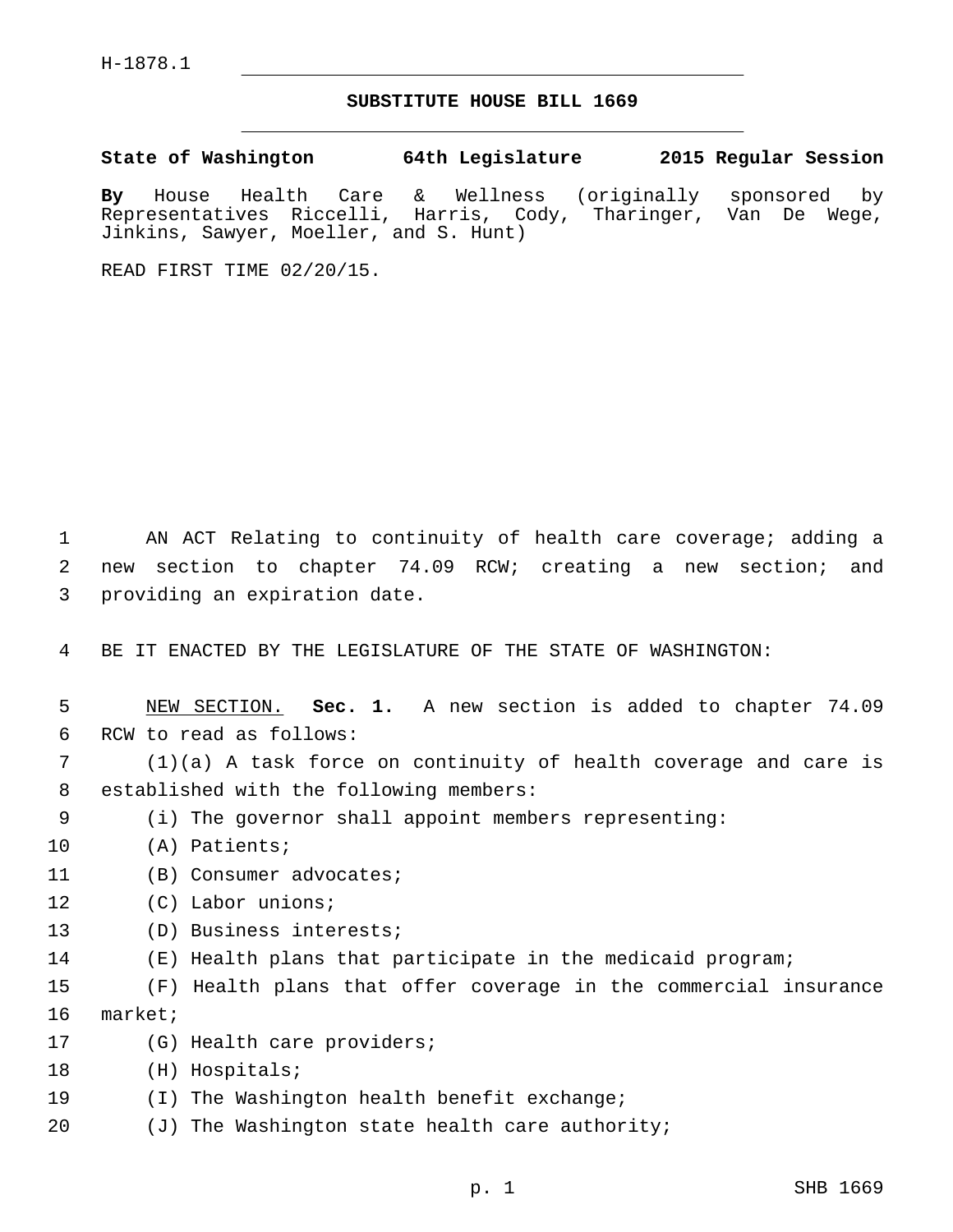H-1878.1

# SUBSTITUTE HOUSE BILL 1669

**State of Washington 64th Legislature 2015 Regular Session**

**By** House Health Care & Wellness (originally sponsored by Representatives Riccelli, Harris, Cody, Tharinger, Van De Wege, Jinkins, Sawyer, Moeller, and S. Hunt)

READ FIRST TIME 02/20/15.

AN ACT Relating to continuity of health care coverage; adding a new section to chapter 74.09 RCW; creating a new section; and providing an expiration date.

BE IT ENACTED BY THE LEGISLATURE OF THE STATE OF WASHINGTON:

NEW SECTION. **Sec. 1.** A new section is added to chapter 74.09 RCW to read as follows:

(1)(a) A task force on continuity of health coverage and care is established with the following members:

(i) The governor shall appoint members representing:

(A) Patients;

(B) Consumer advocates;

(C) Labor unions;

(D) Business interests;

(E) Health plans that participate in the medicaid program;

(F) Health plans that offer coverage in the commercial insurance market;

(G) Health care providers;

(H) Hospitals;

(I) The Washington health benefit exchange;

(J) The Washington state health care authority;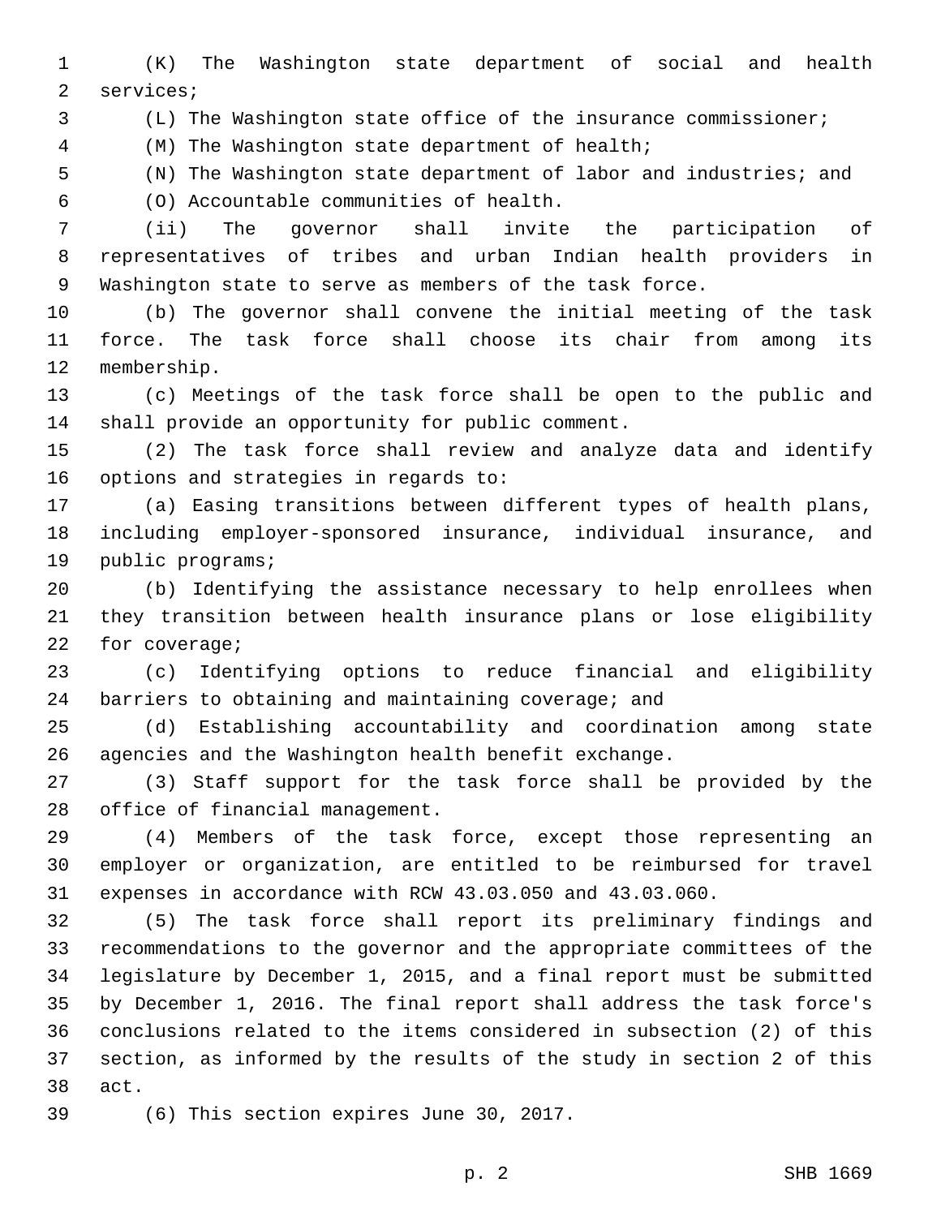(K) The Washington state department of social and health services;

(L) The Washington state office of the insurance commissioner;

(M) The Washington state department of health;

(N) The Washington state department of labor and industries; and

(O) Accountable communities of health.

(ii) The governor shall invite the participation of representatives of tribes and urban Indian health providers in Washington state to serve as members of the task force.

(b) The governor shall convene the initial meeting of the task force. The task force shall choose its chair from among its membership.

(c) Meetings of the task force shall be open to the public and shall provide an opportunity for public comment.

(2) The task force shall review and analyze data and identify options and strategies in regards to:

(a) Easing transitions between different types of health plans, including employer-sponsored insurance, individual insurance, and public programs;

(b) Identifying the assistance necessary to help enrollees when they transition between health insurance plans or lose eligibility for coverage;

(c) Identifying options to reduce financial and eligibility barriers to obtaining and maintaining coverage; and

(d) Establishing accountability and coordination among state agencies and the Washington health benefit exchange.

(3) Staff support for the task force shall be provided by the office of financial management.

(4) Members of the task force, except those representing an employer or organization, are entitled to be reimbursed for travel expenses in accordance with RCW 43.03.050 and 43.03.060.

(5) The task force shall report its preliminary findings and recommendations to the governor and the appropriate committees of the legislature by December 1, 2015, and a final report must be submitted by December 1, 2016. The final report shall address the task force's conclusions related to the items considered in subsection (2) of this section, as informed by the results of the study in section 2 of this act.

(6) This section expires June 30, 2017.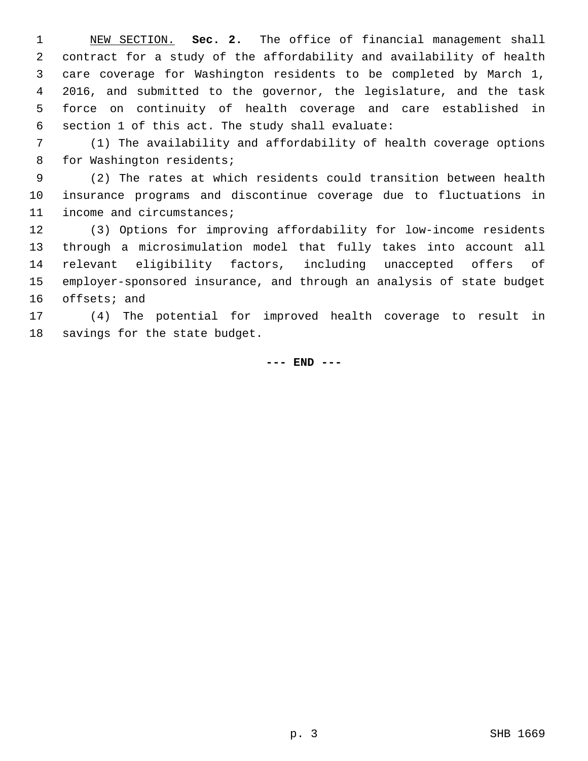NEW SECTION. **Sec. 2.** The office of financial management shall contract for a study of the affordability and availability of health care coverage for Washington residents to be completed by March 1, 2016, and submitted to the governor, the legislature, and the task force on continuity of health coverage and care established in section 1 of this act. The study shall evaluate:

(1) The availability and affordability of health coverage options for Washington residents;

(2) The rates at which residents could transition between health insurance programs and discontinue coverage due to fluctuations in income and circumstances;

(3) Options for improving affordability for low-income residents through a microsimulation model that fully takes into account all relevant eligibility factors, including unaccepted offers of employer-sponsored insurance, and through an analysis of state budget offsets; and

(4) The potential for improved health coverage to result in savings for the state budget.

**--- END ---**